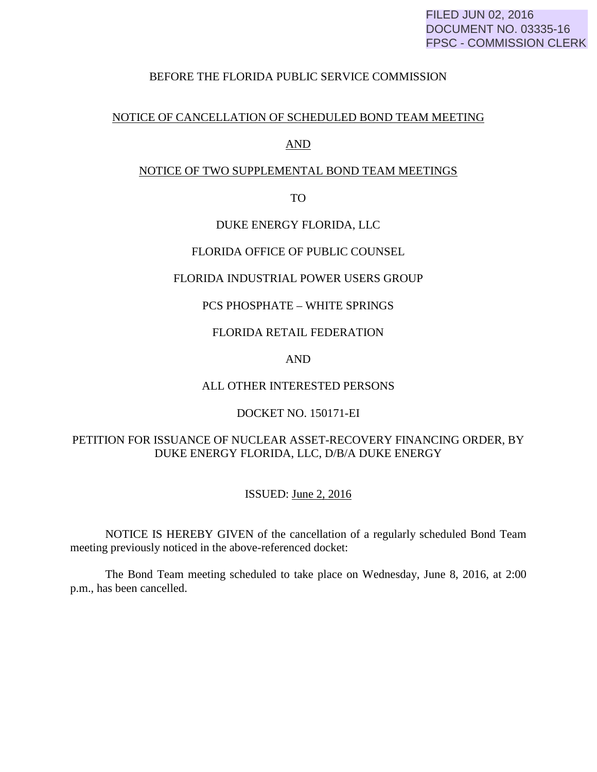FILED JUN 02, 2016
DOCUMENT NO. 03335-16
FPSC - COMMISSION CLERK

BEFORE THE FLORIDA PUBLIC SERVICE COMMISSION

NOTICE OF CANCELLATION OF SCHEDULED BOND TEAM MEETING

AND

NOTICE OF TWO SUPPLEMENTAL BOND TEAM MEETINGS

TO

DUKE ENERGY FLORIDA, LLC

FLORIDA OFFICE OF PUBLIC COUNSEL

FLORIDA INDUSTRIAL POWER USERS GROUP

PCS PHOSPHATE – WHITE SPRINGS

FLORIDA RETAIL FEDERATION

AND

ALL OTHER INTERESTED PERSONS

DOCKET NO. 150171-EI

PETITION FOR ISSUANCE OF NUCLEAR ASSET-RECOVERY FINANCING ORDER, BY DUKE ENERGY FLORIDA, LLC, D/B/A DUKE ENERGY

ISSUED: June 2, 2016

NOTICE IS HEREBY GIVEN of the cancellation of a regularly scheduled Bond Team meeting previously noticed in the above-referenced docket:

The Bond Team meeting scheduled to take place on Wednesday, June 8, 2016, at 2:00 p.m., has been cancelled.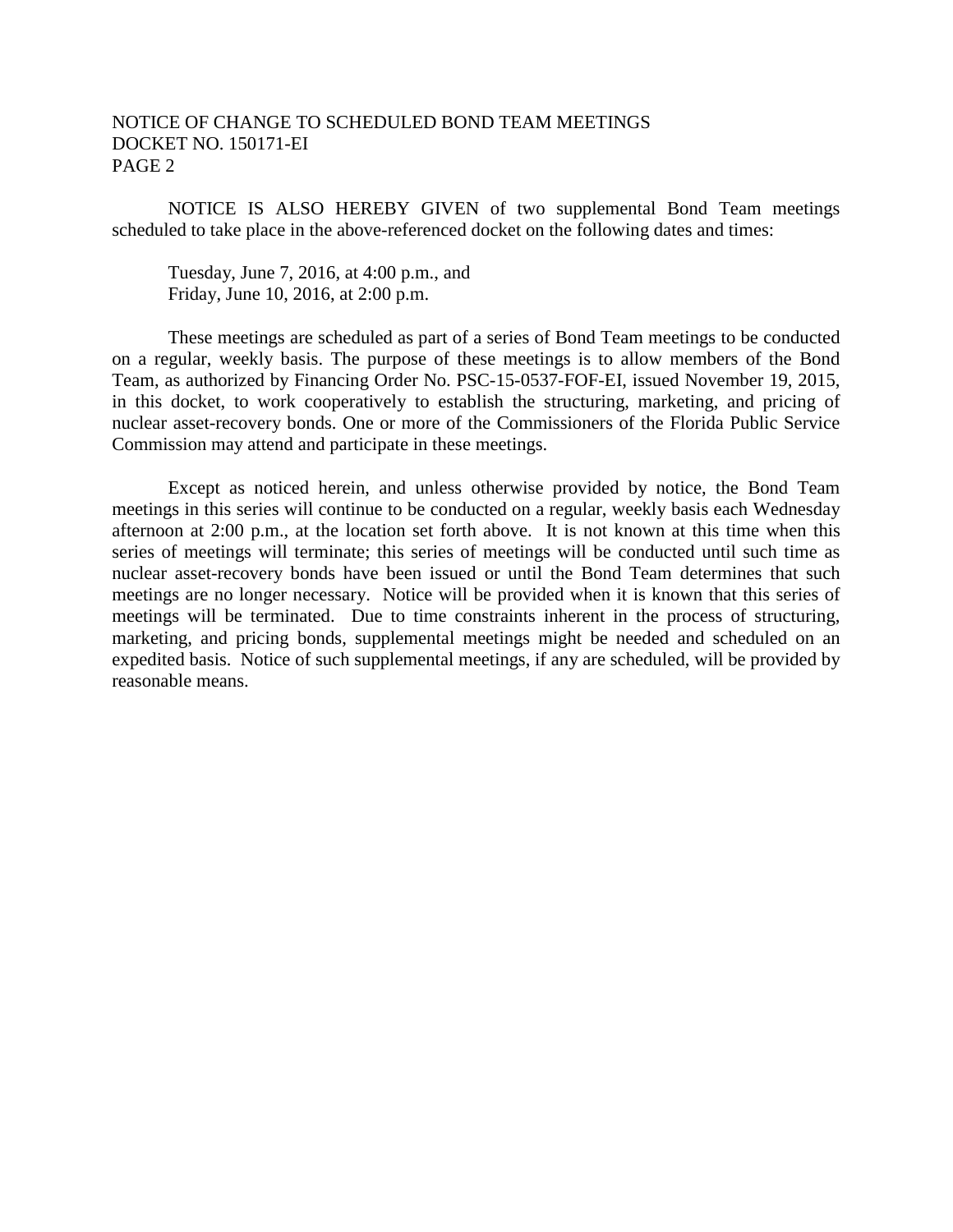NOTICE IS ALSO HEREBY GIVEN of two supplemental Bond Team meetings scheduled to take place in the above-referenced docket on the following dates and times:

Tuesday, June 7, 2016, at 4:00 p.m., and
Friday, June 10, 2016, at 2:00 p.m.

These meetings are scheduled as part of a series of Bond Team meetings to be conducted on a regular, weekly basis. The purpose of these meetings is to allow members of the Bond Team, as authorized by Financing Order No. PSC-15-0537-FOF-EI, issued November 19, 2015, in this docket, to work cooperatively to establish the structuring, marketing, and pricing of nuclear asset-recovery bonds. One or more of the Commissioners of the Florida Public Service Commission may attend and participate in these meetings.

Except as noticed herein, and unless otherwise provided by notice, the Bond Team meetings in this series will continue to be conducted on a regular, weekly basis each Wednesday afternoon at 2:00 p.m., at the location set forth above. It is not known at this time when this series of meetings will terminate; this series of meetings will be conducted until such time as nuclear asset-recovery bonds have been issued or until the Bond Team determines that such meetings are no longer necessary. Notice will be provided when it is known that this series of meetings will be terminated. Due to time constraints inherent in the process of structuring, marketing, and pricing bonds, supplemental meetings might be needed and scheduled on an expedited basis. Notice of such supplemental meetings, if any are scheduled, will be provided by reasonable means.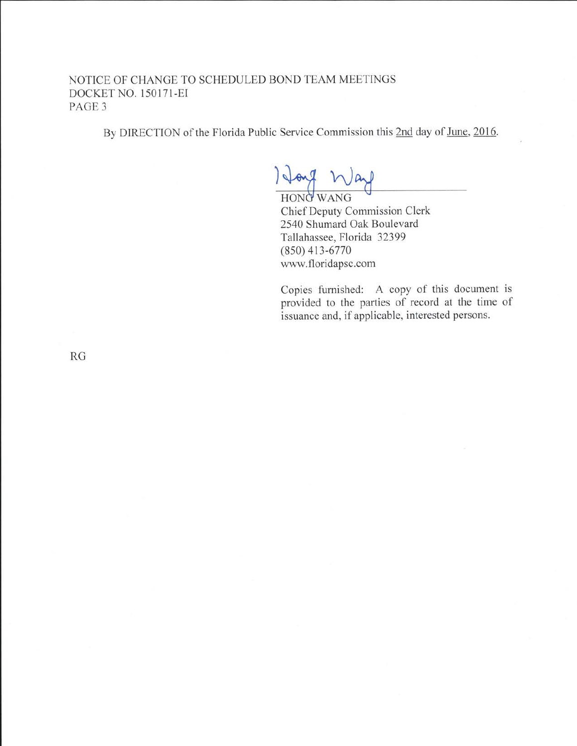NOTICE OF CHANGE TO SCHEDULED BOND TEAM MEETINGS
DOCKET NO. 150171-EI
PAGE 3

By DIRECTION of the Florida Public Service Commission this 2nd day of June, 2016.

HONG WANG
Chief Deputy Commission Clerk
2540 Shumard Oak Boulevard
Tallahassee, Florida 32399
(850) 413-6770
www.floridapsc.com

Copies furnished: A copy of this document is provided to the parties of record at the time of issuance and, if applicable, interested persons.

RG